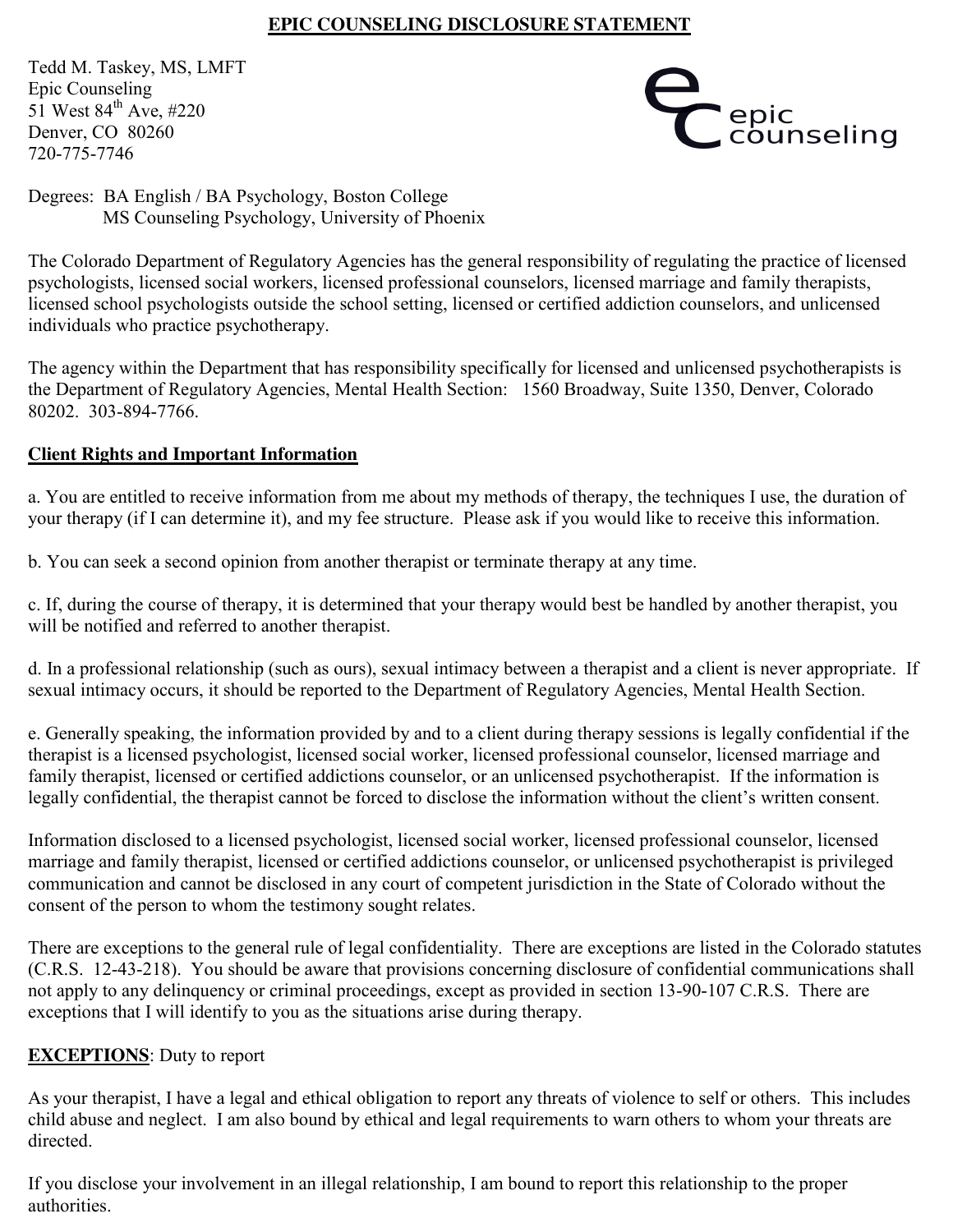# EPIC COUNSELING DISCLOSURE STATEMENT

Tedd M. Taskey, MS, LMFT
Epic Counseling
51 West 84th Ave, #220
Denver, CO 80260
720-775-7746

Degrees: BA English / BA Psychology, Boston College
MS Counseling Psychology, University of Phoenix

The Colorado Department of Regulatory Agencies has the general responsibility of regulating the practice of licensed psychologists, licensed social workers, licensed professional counselors, licensed marriage and family therapists, licensed school psychologists outside the school setting, licensed or certified addiction counselors, and unlicensed individuals who practice psychotherapy.

The agency within the Department that has responsibility specifically for licensed and unlicensed psychotherapists is the Department of Regulatory Agencies, Mental Health Section: 1560 Broadway, Suite 1350, Denver, Colorado 80202. 303-894-7766.

## Client Rights and Important Information

a. You are entitled to receive information from me about my methods of therapy, the techniques I use, the duration of your therapy (if I can determine it), and my fee structure. Please ask if you would like to receive this information.

b. You can seek a second opinion from another therapist or terminate therapy at any time.

c. If, during the course of therapy, it is determined that your therapy would best be handled by another therapist, you will be notified and referred to another therapist.

d. In a professional relationship (such as ours), sexual intimacy between a therapist and a client is never appropriate. If sexual intimacy occurs, it should be reported to the Department of Regulatory Agencies, Mental Health Section.

e. Generally speaking, the information provided by and to a client during therapy sessions is legally confidential if the therapist is a licensed psychologist, licensed social worker, licensed professional counselor, licensed marriage and family therapist, licensed or certified addictions counselor, or an unlicensed psychotherapist. If the information is legally confidential, the therapist cannot be forced to disclose the information without the client's written consent.

Information disclosed to a licensed psychologist, licensed social worker, licensed professional counselor, licensed marriage and family therapist, licensed or certified addictions counselor, or unlicensed psychotherapist is privileged communication and cannot be disclosed in any court of competent jurisdiction in the State of Colorado without the consent of the person to whom the testimony sought relates.

There are exceptions to the general rule of legal confidentiality. There are exceptions are listed in the Colorado statutes (C.R.S. 12-43-218). You should be aware that provisions concerning disclosure of confidential communications shall not apply to any delinquency or criminal proceedings, except as provided in section 13-90-107 C.R.S. There are exceptions that I will identify to you as the situations arise during therapy.

**EXCEPTIONS**: Duty to report

As your therapist, I have a legal and ethical obligation to report any threats of violence to self or others. This includes child abuse and neglect. I am also bound by ethical and legal requirements to warn others to whom your threats are directed.

If you disclose your involvement in an illegal relationship, I am bound to report this relationship to the proper authorities.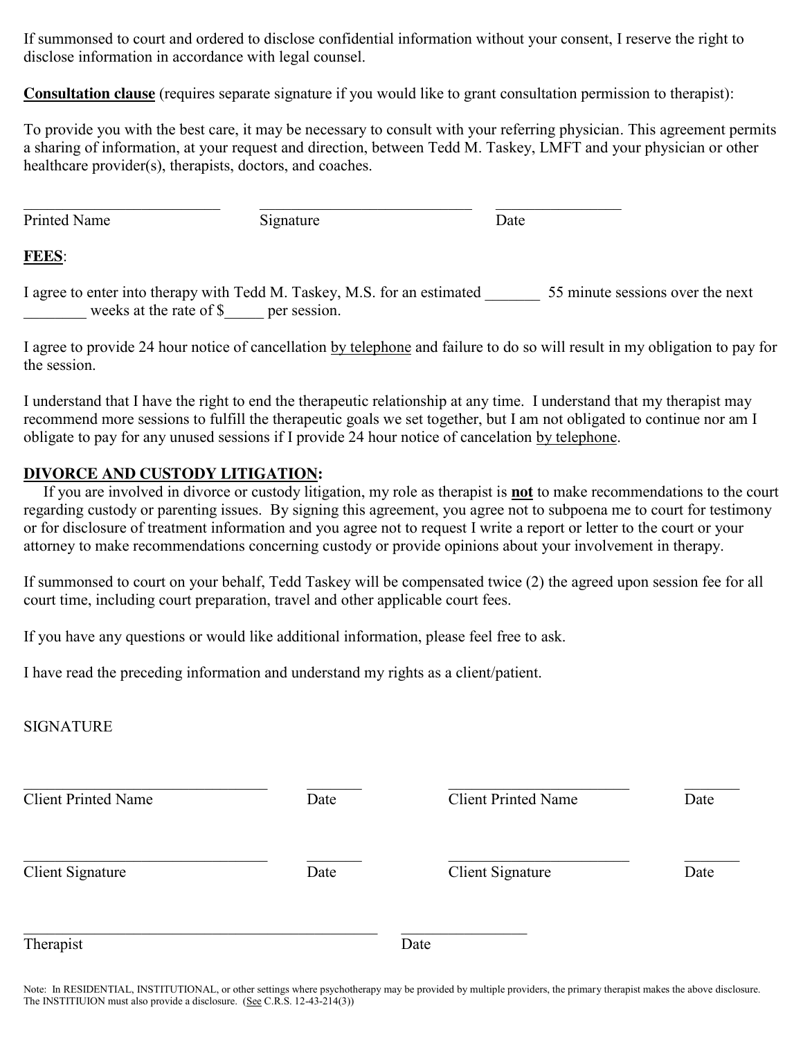If summonsed to court and ordered to disclose confidential information without your consent, I reserve the right to disclose information in accordance with legal counsel.

**Consultation clause** (requires separate signature if you would like to grant consultation permission to therapist):

To provide you with the best care, it may be necessary to consult with your referring physician. This agreement permits a sharing of information, at your request and direction, between Tedd M. Taskey, LMFT and your physician or other healthcare provider(s), therapists, doctors, and coaches.

\_\_\_\_\_\_\_\_\_\_\_\_\_\_\_\_\_\_\_\_\_\_\_\_\_\_ \_\_\_\_\_\_\_\_\_\_\_\_\_\_\_\_\_\_\_\_\_\_\_\_\_\_\_\_ \_\_\_\_\_\_\_\_\_\_\_\_\_\_\_\_

Printed Name Signature Date

**FEES**:

I agree to enter into therapy with Tedd M. Taskey, M.S. for an estimated \_\_\_\_\_\_\_ 55 minute sessions over the next \_\_\_\_\_\_\_\_ weeks at the rate of $\_\_\_\_\_ per session.

I agree to provide 24 hour notice of cancellation by telephone and failure to do so will result in my obligation to pay for the session.

I understand that I have the right to end the therapeutic relationship at any time. I understand that my therapist may recommend more sessions to fulfill the therapeutic goals we set together, but I am not obligated to continue nor am I obligate to pay for any unused sessions if I provide 24 hour notice of cancelation by telephone.

**DIVORCE AND CUSTODY LITIGATION:**

If you are involved in divorce or custody litigation, my role as therapist is **not** to make recommendations to the court regarding custody or parenting issues. By signing this agreement, you agree not to subpoena me to court for testimony or for disclosure of treatment information and you agree not to request I write a report or letter to the court or your attorney to make recommendations concerning custody or provide opinions about your involvement in therapy.

If summonsed to court on your behalf, Tedd Taskey will be compensated twice (2) the agreed upon session fee for all court time, including court preparation, travel and other applicable court fees.

If you have any questions or would like additional information, please feel free to ask.

I have read the preceding information and understand my rights as a client/patient.

SIGNATURE

\_\_\_\_\_\_\_\_\_\_\_\_\_\_\_\_\_\_\_\_\_\_\_\_\_\_\_\_\_\_ \_\_\_\_\_\_\_ \_\_\_\_\_\_\_\_\_\_\_\_\_\_\_\_\_\_\_\_\_\_\_\_ \_\_\_\_\_\_\_

Client Printed Name Date Client Printed Name Date

\_\_\_\_\_\_\_\_\_\_\_\_\_\_\_\_\_\_\_\_\_\_\_\_\_\_\_\_\_\_ \_\_\_\_\_\_\_ \_\_\_\_\_\_\_\_\_\_\_\_\_\_\_\_\_\_\_\_\_\_\_\_ \_\_\_\_\_\_\_

Client Signature Date Client Signature Date

\_\_\_\_\_\_\_\_\_\_\_\_\_\_\_\_\_\_\_\_\_\_\_\_\_\_\_\_\_\_\_\_\_\_\_\_\_\_\_\_\_\_\_\_ \_\_\_\_\_\_\_\_\_\_\_\_\_\_\_\_

Therapist Date

Note: In RESIDENTIAL, INSTITUTIONAL, or other settings where psychotherapy may be provided by multiple providers, the primary therapist makes the above disclosure. The INSTITIUION must also provide a disclosure. (See C.R.S. 12-43-214(3))